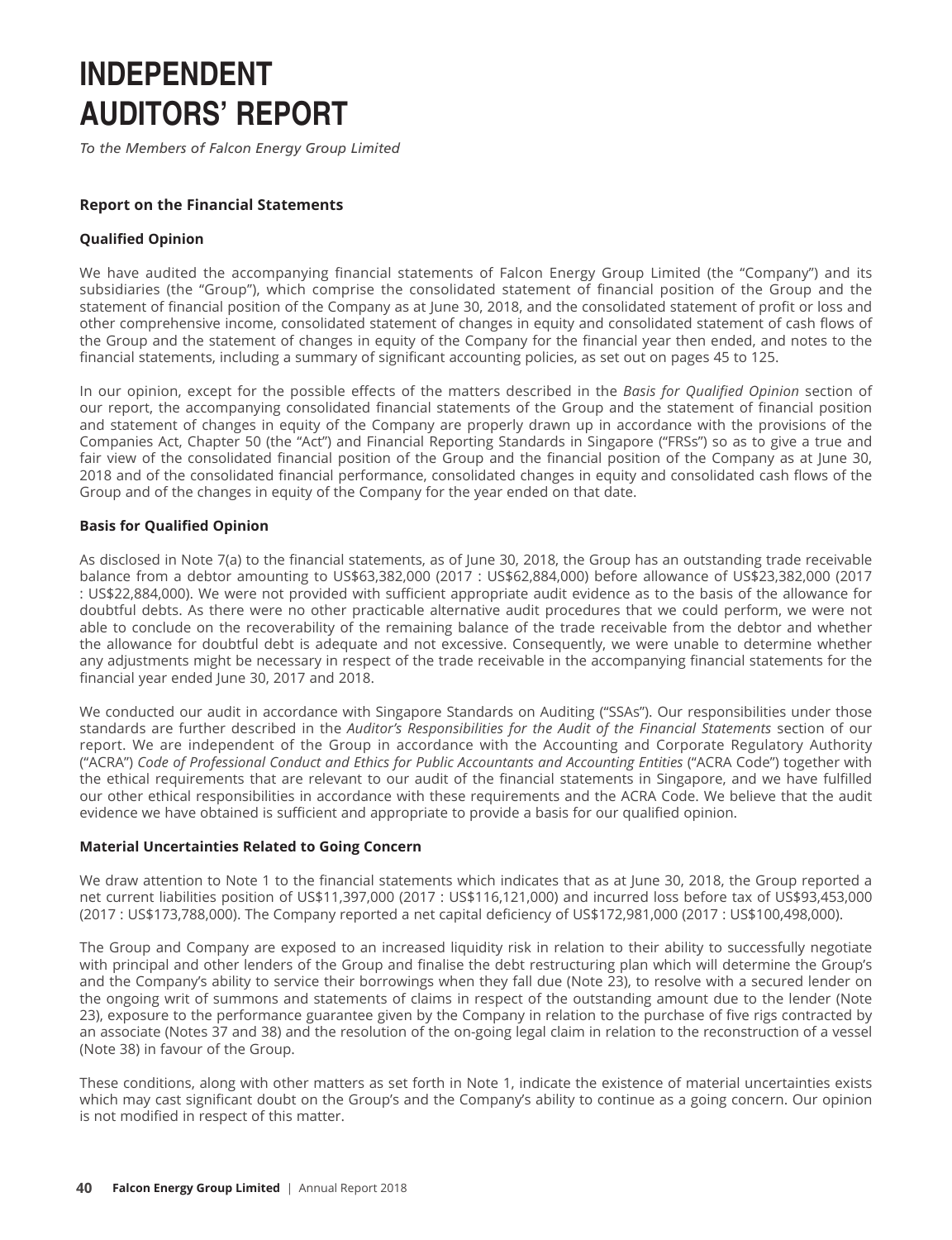# INDEPENDENT AUDITORS' REPORT

*To the Members of Falcon Energy Group Limited*

### Report on the Financial Statements

#### Qualified Opinion

We have audited the accompanying financial statements of Falcon Energy Group Limited (the "Company") and its subsidiaries (the "Group"), which comprise the consolidated statement of financial position of the Group and the statement of financial position of the Company as at June 30, 2018, and the consolidated statement of profit or loss and other comprehensive income, consolidated statement of changes in equity and consolidated statement of cash flows of the Group and the statement of changes in equity of the Company for the financial year then ended, and notes to the financial statements, including a summary of significant accounting policies, as set out on pages 45 to 125.

In our opinion, except for the possible effects of the matters described in the *Basis for Qualified Opinion* section of our report, the accompanying consolidated financial statements of the Group and the statement of financial position and statement of changes in equity of the Company are properly drawn up in accordance with the provisions of the Companies Act, Chapter 50 (the "Act") and Financial Reporting Standards in Singapore ("FRSs") so as to give a true and fair view of the consolidated financial position of the Group and the financial position of the Company as at June 30, 2018 and of the consolidated financial performance, consolidated changes in equity and consolidated cash flows of the Group and of the changes in equity of the Company for the year ended on that date.

#### Basis for Qualified Opinion

As disclosed in Note 7(a) to the financial statements, as of June 30, 2018, the Group has an outstanding trade receivable balance from a debtor amounting to US$63,382,000 (2017 : US$62,884,000) before allowance of US$23,382,000 (2017 : US$22,884,000). We were not provided with sufficient appropriate audit evidence as to the basis of the allowance for doubtful debts. As there were no other practicable alternative audit procedures that we could perform, we were not able to conclude on the recoverability of the remaining balance of the trade receivable from the debtor and whether the allowance for doubtful debt is adequate and not excessive. Consequently, we were unable to determine whether any adjustments might be necessary in respect of the trade receivable in the accompanying financial statements for the financial year ended June 30, 2017 and 2018.

We conducted our audit in accordance with Singapore Standards on Auditing ("SSAs"). Our responsibilities under those standards are further described in the *Auditor's Responsibilities for the Audit of the Financial Statements* section of our report. We are independent of the Group in accordance with the Accounting and Corporate Regulatory Authority ("ACRA") *Code of Professional Conduct and Ethics for Public Accountants and Accounting Entities* ("ACRA Code") together with the ethical requirements that are relevant to our audit of the financial statements in Singapore, and we have fulfilled our other ethical responsibilities in accordance with these requirements and the ACRA Code. We believe that the audit evidence we have obtained is sufficient and appropriate to provide a basis for our qualified opinion.

#### Material Uncertainties Related to Going Concern

We draw attention to Note 1 to the financial statements which indicates that as at June 30, 2018, the Group reported a net current liabilities position of US$11,397,000 (2017 : US$116,121,000) and incurred loss before tax of US$93,453,000 (2017 : US$173,788,000). The Company reported a net capital deficiency of US$172,981,000 (2017 : US$100,498,000).

The Group and Company are exposed to an increased liquidity risk in relation to their ability to successfully negotiate with principal and other lenders of the Group and finalise the debt restructuring plan which will determine the Group's and the Company's ability to service their borrowings when they fall due (Note 23), to resolve with a secured lender on the ongoing writ of summons and statements of claims in respect of the outstanding amount due to the lender (Note 23), exposure to the performance guarantee given by the Company in relation to the purchase of five rigs contracted by an associate (Notes 37 and 38) and the resolution of the on-going legal claim in relation to the reconstruction of a vessel (Note 38) in favour of the Group.

These conditions, along with other matters as set forth in Note 1, indicate the existence of material uncertainties exists which may cast significant doubt on the Group's and the Company's ability to continue as a going concern. Our opinion is not modified in respect of this matter.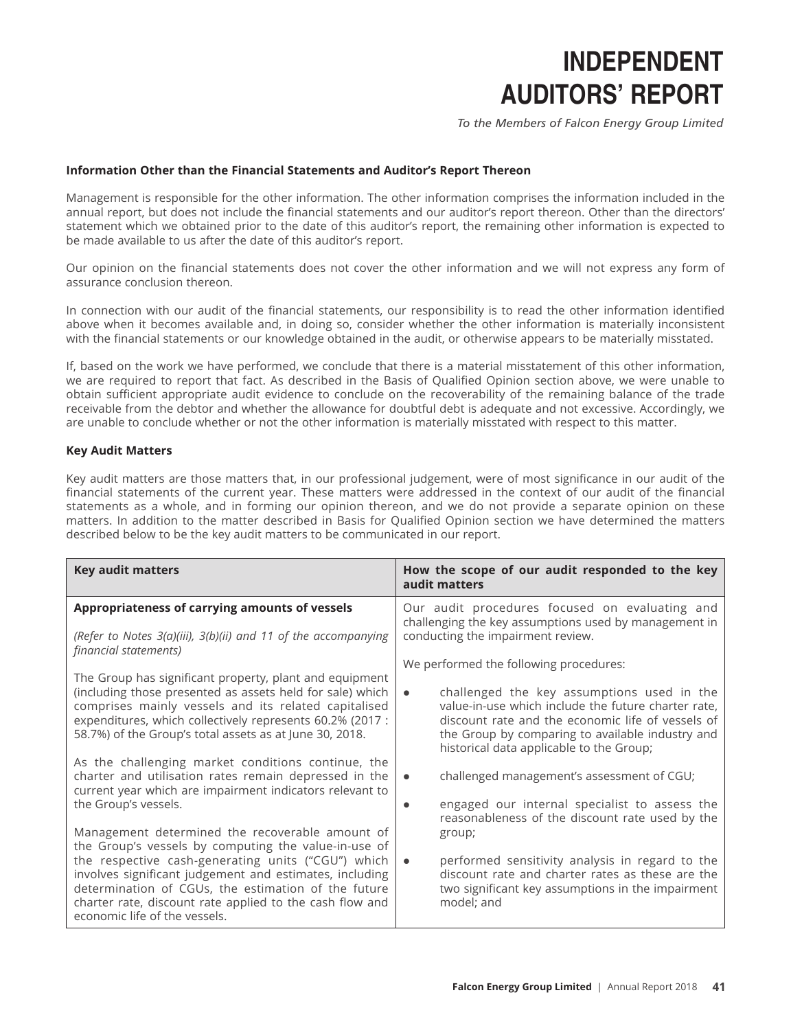## Information Other than the Financial Statements and Auditor's Report Thereon

Management is responsible for the other information. The other information comprises the information included in the annual report, but does not include the financial statements and our auditor's report thereon. Other than the directors' statement which we obtained prior to the date of this auditor's report, the remaining other information is expected to be made available to us after the date of this auditor's report.

Our opinion on the financial statements does not cover the other information and we will not express any form of assurance conclusion thereon.

In connection with our audit of the financial statements, our responsibility is to read the other information identified above when it becomes available and, in doing so, consider whether the other information is materially inconsistent with the financial statements or our knowledge obtained in the audit, or otherwise appears to be materially misstated.

If, based on the work we have performed, we conclude that there is a material misstatement of this other information, we are required to report that fact. As described in the Basis of Qualified Opinion section above, we were unable to obtain sufficient appropriate audit evidence to conclude on the recoverability of the remaining balance of the trade receivable from the debtor and whether the allowance for doubtful debt is adequate and not excessive. Accordingly, we are unable to conclude whether or not the other information is materially misstated with respect to this matter.

## Key Audit Matters

Key audit matters are those matters that, in our professional judgement, were of most significance in our audit of the financial statements of the current year. These matters were addressed in the context of our audit of the financial statements as a whole, and in forming our opinion thereon, and we do not provide a separate opinion on these matters. In addition to the matter described in Basis for Qualified Opinion section we have determined the matters described below to be the key audit matters to be communicated in our report.

| Key audit matters | How the scope of our audit responded to the key audit matters |
|---|---|
| **Appropriateness of carrying amounts of vessels**<br><br>*(Refer to Notes 3(a)(iii), 3(b)(ii) and 11 of the accompanying financial statements)*<br><br>The Group has significant property, plant and equipment (including those presented as assets held for sale) which comprises mainly vessels and its related capitalised expenditures, which collectively represents 60.2% (2017 : 58.7%) of the Group's total assets as at June 30, 2018.<br><br>As the challenging market conditions continue, the charter and utilisation rates remain depressed in the current year which are impairment indicators relevant to the Group's vessels.<br><br>Management determined the recoverable amount of the Group's vessels by computing the value-in-use of the respective cash-generating units ("CGU") which involves significant judgement and estimates, including determination of CGUs, the estimation of the future charter rate, discount rate applied to the cash flow and economic life of the vessels. | Our audit procedures focused on evaluating and challenging the key assumptions used by management in conducting the impairment review.<br><br>We performed the following procedures:<br><br>● challenged the key assumptions used in the value-in-use which include the future charter rate, discount rate and the economic life of vessels of the Group by comparing to available industry and historical data applicable to the Group;<br><br>● challenged management's assessment of CGU;<br><br>● engaged our internal specialist to assess the reasonableness of the discount rate used by the group;<br><br>● performed sensitivity analysis in regard to the discount rate and charter rates as these are the two significant key assumptions in the impairment model; and |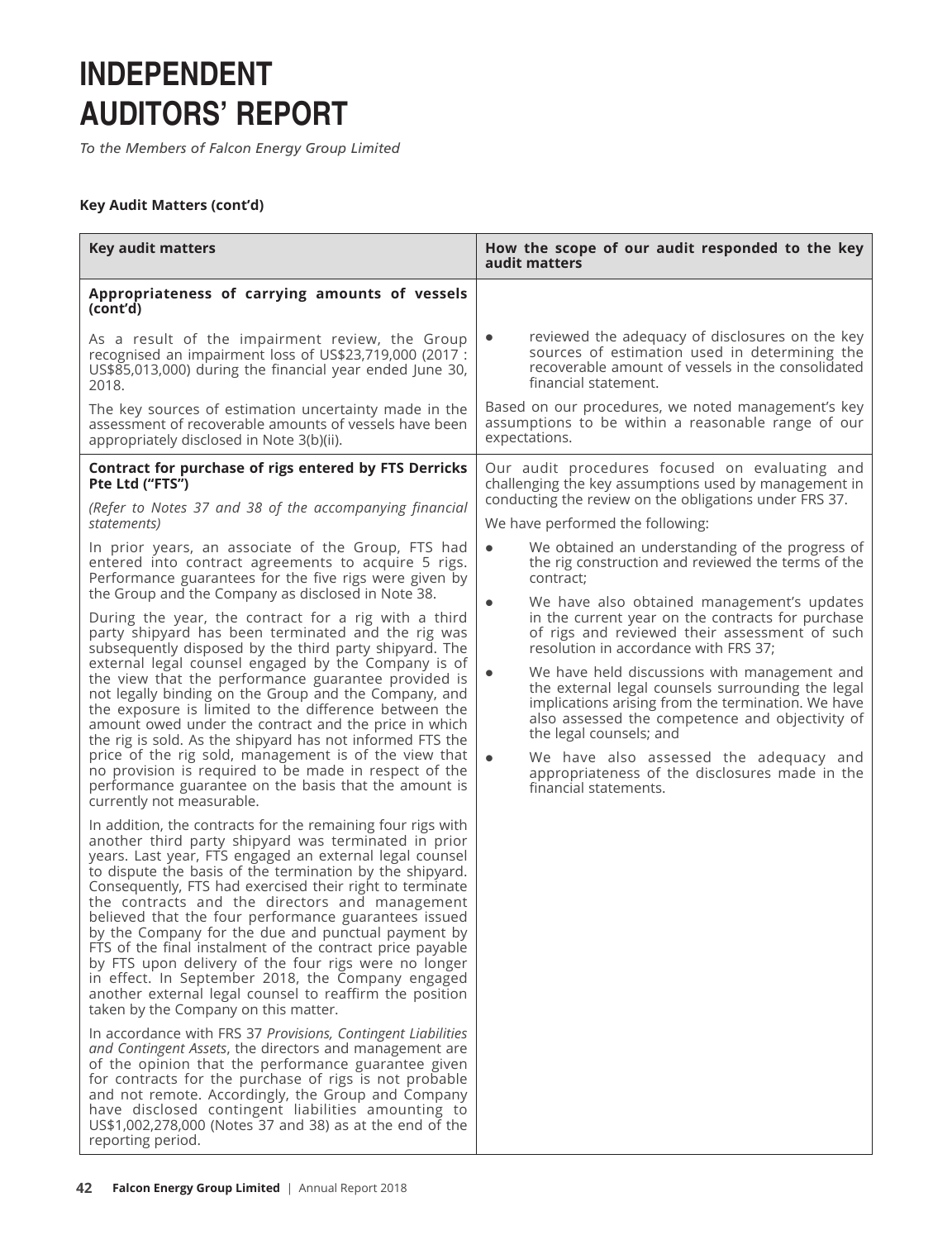# INDEPENDENT AUDITORS' REPORT

*To the Members of Falcon Energy Group Limited*

**Key Audit Matters (cont'd)**

| Key audit matters | How the scope of our audit responded to the key audit matters |
|---|---|
| **Appropriateness of carrying amounts of vessels (cont'd)**<br><br>As a result of the impairment review, the Group recognised an impairment loss of US$23,719,000 (2017 : US$85,013,000) during the financial year ended June 30, 2018.<br><br>The key sources of estimation uncertainty made in the assessment of recoverable amounts of vessels have been appropriately disclosed in Note 3(b)(ii). | • reviewed the adequacy of disclosures on the key sources of estimation used in determining the recoverable amount of vessels in the consolidated financial statement.<br><br>Based on our procedures, we noted management's key assumptions to be within a reasonable range of our expectations. |
| **Contract for purchase of rigs entered by FTS Derricks Pte Ltd ("FTS")**<br><br>*(Refer to Notes 37 and 38 of the accompanying financial statements)*<br><br>In prior years, an associate of the Group, FTS had entered into contract agreements to acquire 5 rigs. Performance guarantees for the five rigs were given by the Group and the Company as disclosed in Note 38.<br><br>During the year, the contract for a rig with a third party shipyard has been terminated and the rig was subsequently disposed by the third party shipyard. The external legal counsel engaged by the Company is of the view that the performance guarantee provided is not legally binding on the Group and the Company, and the exposure is limited to the difference between the amount owed under the contract and the price in which the rig is sold. As the shipyard has not informed FTS the price of the rig sold, management is of the view that no provision is required to be made in respect of the performance guarantee on the basis that the amount is currently not measurable.<br><br>In addition, the contracts for the remaining four rigs with another third party shipyard was terminated in prior years. Last year, FTS engaged an external legal counsel to dispute the basis of the termination by the shipyard. Consequently, FTS had exercised their right to terminate the contracts and the directors and management believed that the four performance guarantees issued by the Company for the due and punctual payment by FTS of the final instalment of the contract price payable by FTS upon delivery of the four rigs were no longer in effect. In September 2018, the Company engaged another external legal counsel to reaffirm the position taken by the Company on this matter.<br><br>In accordance with FRS 37 *Provisions, Contingent Liabilities and Contingent Assets*, the directors and management are of the opinion that the performance guarantee given for contracts for the purchase of rigs is not probable and not remote. Accordingly, the Group and Company have disclosed contingent liabilities amounting to US$1,002,278,000 (Notes 37 and 38) as at the end of the reporting period. | Our audit procedures focused on evaluating and challenging the key assumptions used by management in conducting the review on the obligations under FRS 37.<br><br>We have performed the following:<br><br>• We obtained an understanding of the progress of the rig construction and reviewed the terms of the contract;<br><br>• We have also obtained management's updates in the current year on the contracts for purchase of rigs and reviewed their assessment of such resolution in accordance with FRS 37;<br><br>• We have held discussions with management and the external legal counsels surrounding the legal implications arising from the termination. We have also assessed the competence and objectivity of the legal counsels; and<br><br>• We have also assessed the adequacy and appropriateness of the disclosures made in the financial statements. |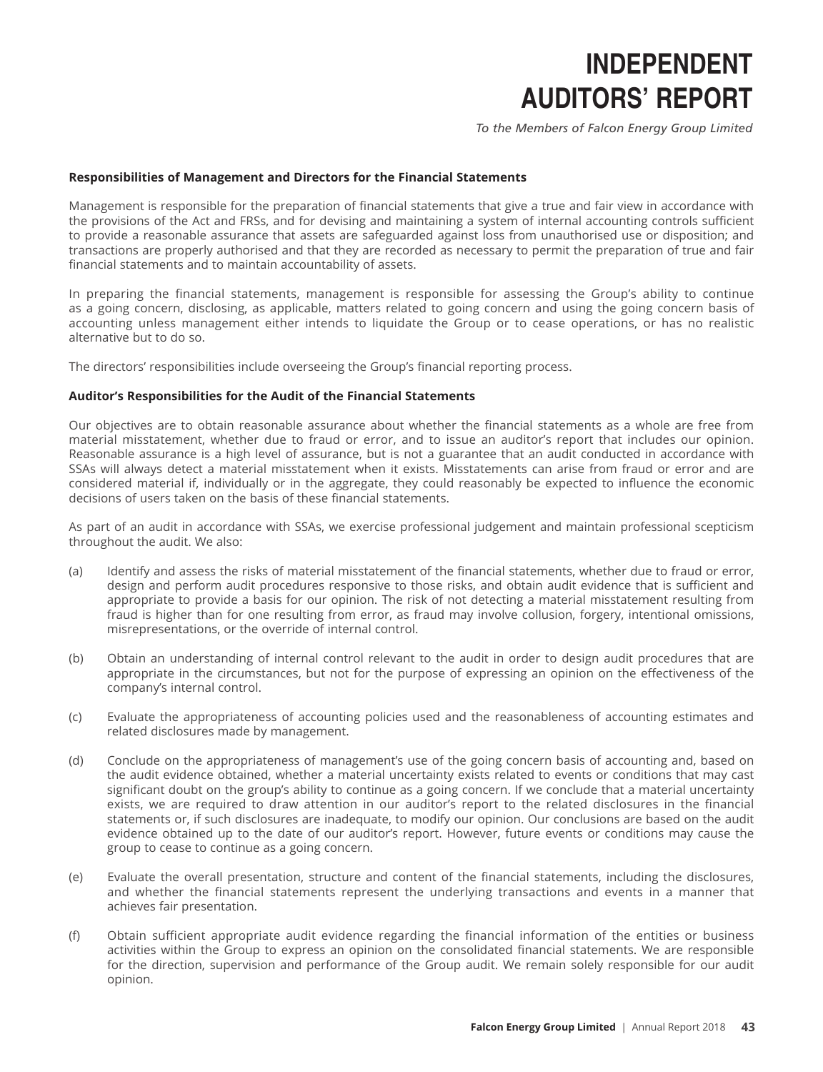# INDEPENDENT AUDITORS' REPORT

*To the Members of Falcon Energy Group Limited*

**Responsibilities of Management and Directors for the Financial Statements**

Management is responsible for the preparation of financial statements that give a true and fair view in accordance with the provisions of the Act and FRSs, and for devising and maintaining a system of internal accounting controls sufficient to provide a reasonable assurance that assets are safeguarded against loss from unauthorised use or disposition; and transactions are properly authorised and that they are recorded as necessary to permit the preparation of true and fair financial statements and to maintain accountability of assets.

In preparing the financial statements, management is responsible for assessing the Group's ability to continue as a going concern, disclosing, as applicable, matters related to going concern and using the going concern basis of accounting unless management either intends to liquidate the Group or to cease operations, or has no realistic alternative but to do so.

The directors' responsibilities include overseeing the Group's financial reporting process.

**Auditor's Responsibilities for the Audit of the Financial Statements**

Our objectives are to obtain reasonable assurance about whether the financial statements as a whole are free from material misstatement, whether due to fraud or error, and to issue an auditor's report that includes our opinion. Reasonable assurance is a high level of assurance, but is not a guarantee that an audit conducted in accordance with SSAs will always detect a material misstatement when it exists. Misstatements can arise from fraud or error and are considered material if, individually or in the aggregate, they could reasonably be expected to influence the economic decisions of users taken on the basis of these financial statements.

As part of an audit in accordance with SSAs, we exercise professional judgement and maintain professional scepticism throughout the audit. We also:

(a) Identify and assess the risks of material misstatement of the financial statements, whether due to fraud or error, design and perform audit procedures responsive to those risks, and obtain audit evidence that is sufficient and appropriate to provide a basis for our opinion. The risk of not detecting a material misstatement resulting from fraud is higher than for one resulting from error, as fraud may involve collusion, forgery, intentional omissions, misrepresentations, or the override of internal control.

(b) Obtain an understanding of internal control relevant to the audit in order to design audit procedures that are appropriate in the circumstances, but not for the purpose of expressing an opinion on the effectiveness of the company's internal control.

(c) Evaluate the appropriateness of accounting policies used and the reasonableness of accounting estimates and related disclosures made by management.

(d) Conclude on the appropriateness of management's use of the going concern basis of accounting and, based on the audit evidence obtained, whether a material uncertainty exists related to events or conditions that may cast significant doubt on the group's ability to continue as a going concern. If we conclude that a material uncertainty exists, we are required to draw attention in our auditor's report to the related disclosures in the financial statements or, if such disclosures are inadequate, to modify our opinion. Our conclusions are based on the audit evidence obtained up to the date of our auditor's report. However, future events or conditions may cause the group to cease to continue as a going concern.

(e) Evaluate the overall presentation, structure and content of the financial statements, including the disclosures, and whether the financial statements represent the underlying transactions and events in a manner that achieves fair presentation.

(f) Obtain sufficient appropriate audit evidence regarding the financial information of the entities or business activities within the Group to express an opinion on the consolidated financial statements. We are responsible for the direction, supervision and performance of the Group audit. We remain solely responsible for our audit opinion.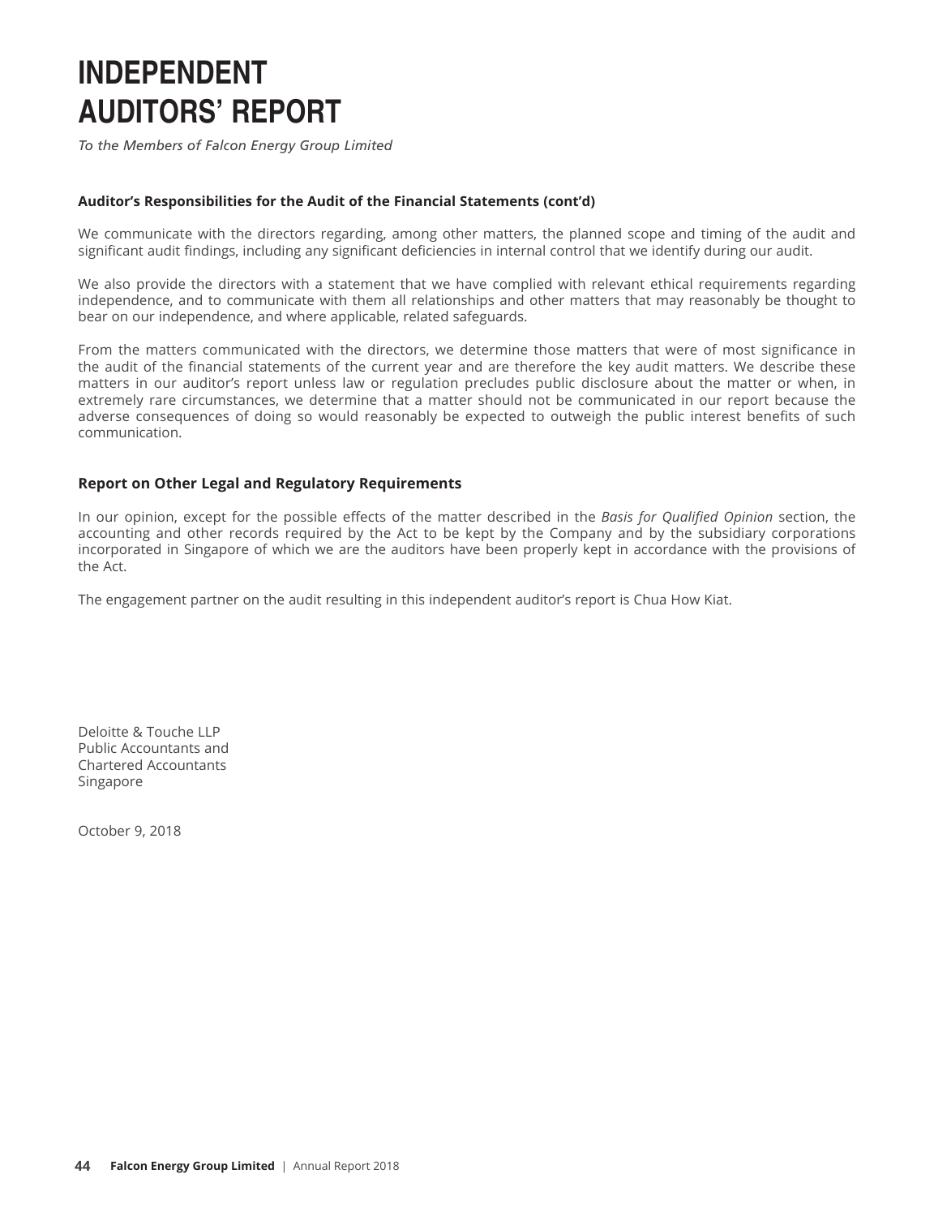# INDEPENDENT AUDITORS' REPORT

*To the Members of Falcon Energy Group Limited*

**Auditor's Responsibilities for the Audit of the Financial Statements (cont'd)**

We communicate with the directors regarding, among other matters, the planned scope and timing of the audit and significant audit findings, including any significant deficiencies in internal control that we identify during our audit.

We also provide the directors with a statement that we have complied with relevant ethical requirements regarding independence, and to communicate with them all relationships and other matters that may reasonably be thought to bear on our independence, and where applicable, related safeguards.

From the matters communicated with the directors, we determine those matters that were of most significance in the audit of the financial statements of the current year and are therefore the key audit matters. We describe these matters in our auditor's report unless law or regulation precludes public disclosure about the matter or when, in extremely rare circumstances, we determine that a matter should not be communicated in our report because the adverse consequences of doing so would reasonably be expected to outweigh the public interest benefits of such communication.

## Report on Other Legal and Regulatory Requirements

In our opinion, except for the possible effects of the matter described in the *Basis for Qualified Opinion* section, the accounting and other records required by the Act to be kept by the Company and by the subsidiary corporations incorporated in Singapore of which we are the auditors have been properly kept in accordance with the provisions of the Act.

The engagement partner on the audit resulting in this independent auditor's report is Chua How Kiat.

Deloitte & Touche LLP
Public Accountants and
Chartered Accountants
Singapore

October 9, 2018